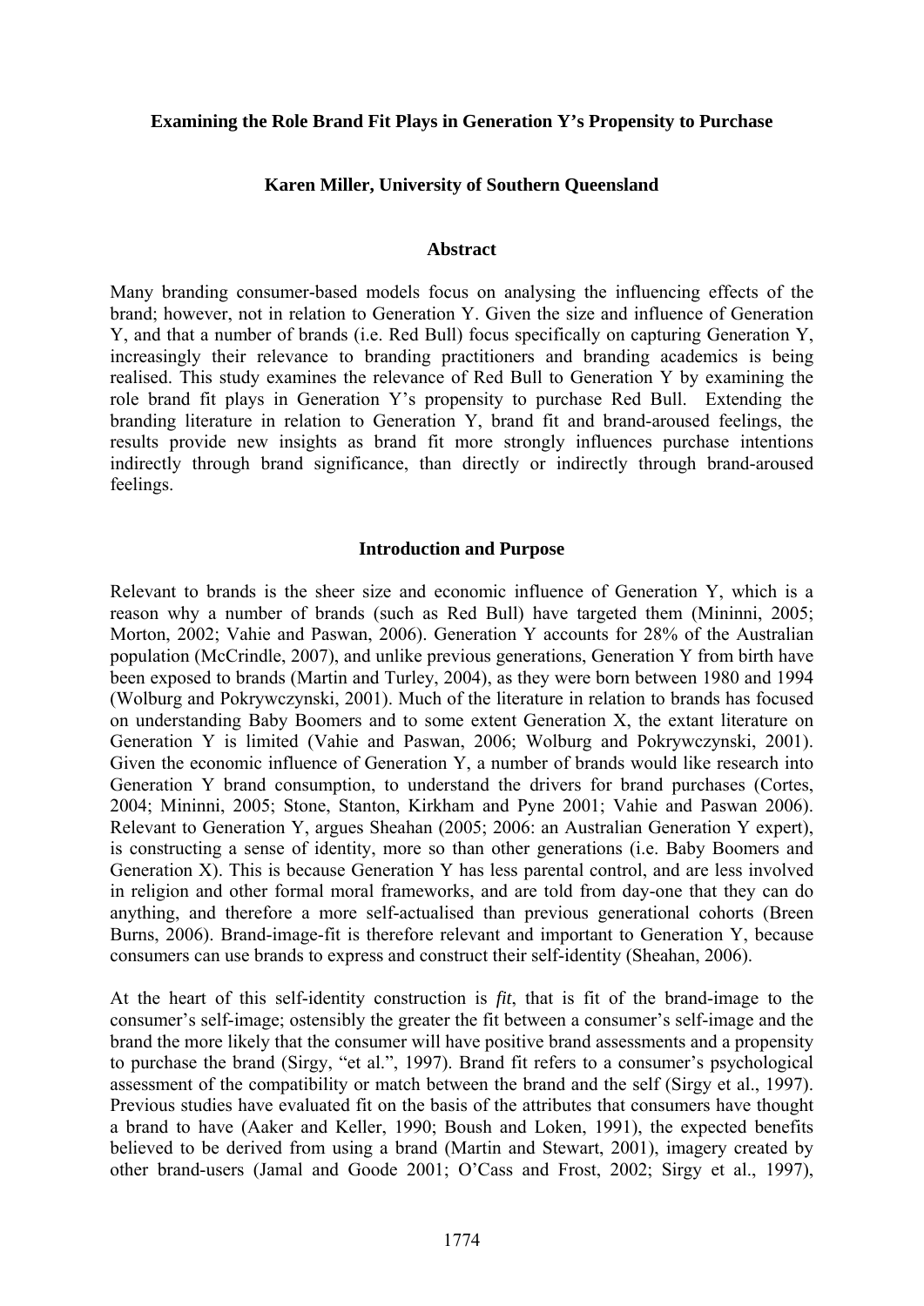**Examining the Role Brand Fit Plays in Generation Y's Propensity to Purchase**

**Karen Miller, University of Southern Queensland**

## Abstract

Many branding consumer-based models focus on analysing the influencing effects of the brand; however, not in relation to Generation Y. Given the size and influence of Generation Y, and that a number of brands (i.e. Red Bull) focus specifically on capturing Generation Y, increasingly their relevance to branding practitioners and branding academics is being realised. This study examines the relevance of Red Bull to Generation Y by examining the role brand fit plays in Generation Y's propensity to purchase Red Bull. Extending the branding literature in relation to Generation Y, brand fit and brand-aroused feelings, the results provide new insights as brand fit more strongly influences purchase intentions indirectly through brand significance, than directly or indirectly through brand-aroused feelings.

## Introduction and Purpose

Relevant to brands is the sheer size and economic influence of Generation Y, which is a reason why a number of brands (such as Red Bull) have targeted them (Mininni, 2005; Morton, 2002; Vahie and Paswan, 2006). Generation Y accounts for 28% of the Australian population (McCrindle, 2007), and unlike previous generations, Generation Y from birth have been exposed to brands (Martin and Turley, 2004), as they were born between 1980 and 1994 (Wolburg and Pokrywczynski, 2001). Much of the literature in relation to brands has focused on understanding Baby Boomers and to some extent Generation X, the extant literature on Generation Y is limited (Vahie and Paswan, 2006; Wolburg and Pokrywczynski, 2001). Given the economic influence of Generation Y, a number of brands would like research into Generation Y brand consumption, to understand the drivers for brand purchases (Cortes, 2004; Mininni, 2005; Stone, Stanton, Kirkham and Pyne 2001; Vahie and Paswan 2006). Relevant to Generation Y, argues Sheahan (2005; 2006: an Australian Generation Y expert), is constructing a sense of identity, more so than other generations (i.e. Baby Boomers and Generation X). This is because Generation Y has less parental control, and are less involved in religion and other formal moral frameworks, and are told from day-one that they can do anything, and therefore a more self-actualised than previous generational cohorts (Breen Burns, 2006). Brand-image-fit is therefore relevant and important to Generation Y, because consumers can use brands to express and construct their self-identity (Sheahan, 2006).

At the heart of this self-identity construction is *fit*, that is fit of the brand-image to the consumer's self-image; ostensibly the greater the fit between a consumer's self-image and the brand the more likely that the consumer will have positive brand assessments and a propensity to purchase the brand (Sirgy, "et al.", 1997). Brand fit refers to a consumer's psychological assessment of the compatibility or match between the brand and the self (Sirgy et al., 1997). Previous studies have evaluated fit on the basis of the attributes that consumers have thought a brand to have (Aaker and Keller, 1990; Boush and Loken, 1991), the expected benefits believed to be derived from using a brand (Martin and Stewart, 2001), imagery created by other brand-users (Jamal and Goode 2001; O'Cass and Frost, 2002; Sirgy et al., 1997),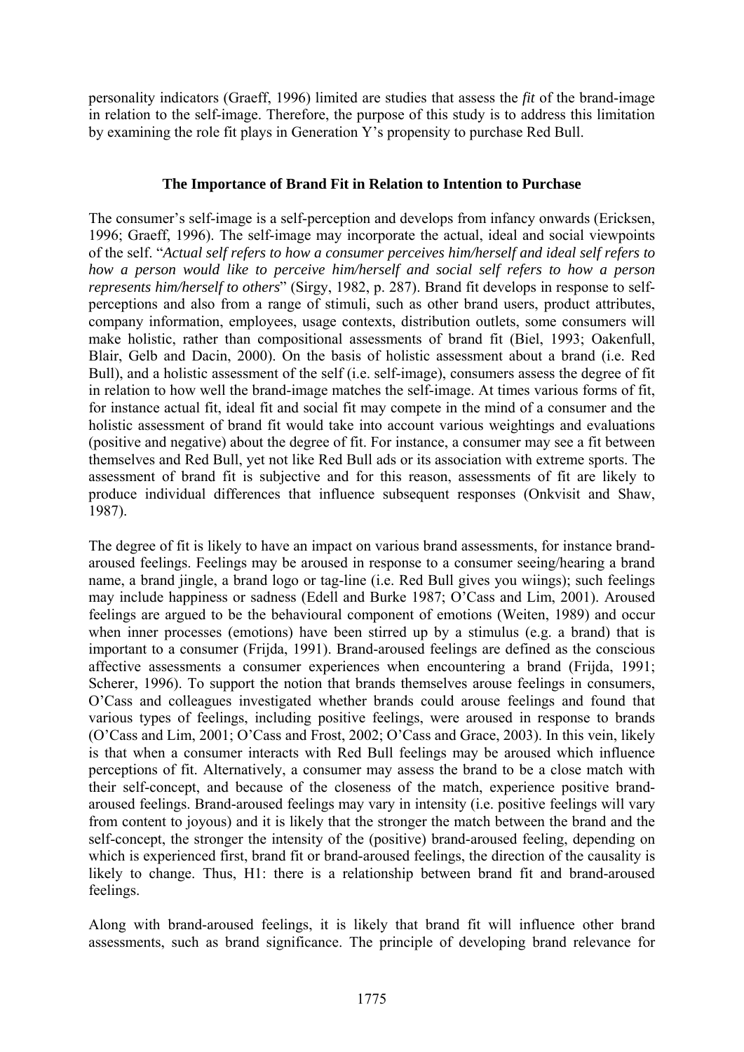personality indicators (Graeff, 1996) limited are studies that assess the *fit* of the brand-image in relation to the self-image. Therefore, the purpose of this study is to address this limitation by examining the role fit plays in Generation Y's propensity to purchase Red Bull.

## The Importance of Brand Fit in Relation to Intention to Purchase

The consumer's self-image is a self-perception and develops from infancy onwards (Ericksen, 1996; Graeff, 1996). The self-image may incorporate the actual, ideal and social viewpoints of the self. "*Actual self refers to how a consumer perceives him/herself and ideal self refers to how a person would like to perceive him/herself and social self refers to how a person represents him/herself to others*" (Sirgy, 1982, p. 287). Brand fit develops in response to self-perceptions and also from a range of stimuli, such as other brand users, product attributes, company information, employees, usage contexts, distribution outlets, some consumers will make holistic, rather than compositional assessments of brand fit (Biel, 1993; Oakenfull, Blair, Gelb and Dacin, 2000). On the basis of holistic assessment about a brand (i.e. Red Bull), and a holistic assessment of the self (i.e. self-image), consumers assess the degree of fit in relation to how well the brand-image matches the self-image. At times various forms of fit, for instance actual fit, ideal fit and social fit may compete in the mind of a consumer and the holistic assessment of brand fit would take into account various weightings and evaluations (positive and negative) about the degree of fit. For instance, a consumer may see a fit between themselves and Red Bull, yet not like Red Bull ads or its association with extreme sports. The assessment of brand fit is subjective and for this reason, assessments of fit are likely to produce individual differences that influence subsequent responses (Onkvisit and Shaw, 1987).

The degree of fit is likely to have an impact on various brand assessments, for instance brand-aroused feelings. Feelings may be aroused in response to a consumer seeing/hearing a brand name, a brand jingle, a brand logo or tag-line (i.e. Red Bull gives you wiings); such feelings may include happiness or sadness (Edell and Burke 1987; O'Cass and Lim, 2001). Aroused feelings are argued to be the behavioural component of emotions (Weiten, 1989) and occur when inner processes (emotions) have been stirred up by a stimulus (e.g. a brand) that is important to a consumer (Frijda, 1991). Brand-aroused feelings are defined as the conscious affective assessments a consumer experiences when encountering a brand (Frijda, 1991; Scherer, 1996). To support the notion that brands themselves arouse feelings in consumers, O'Cass and colleagues investigated whether brands could arouse feelings and found that various types of feelings, including positive feelings, were aroused in response to brands (O'Cass and Lim, 2001; O'Cass and Frost, 2002; O'Cass and Grace, 2003). In this vein, likely is that when a consumer interacts with Red Bull feelings may be aroused which influence perceptions of fit. Alternatively, a consumer may assess the brand to be a close match with their self-concept, and because of the closeness of the match, experience positive brand-aroused feelings. Brand-aroused feelings may vary in intensity (i.e. positive feelings will vary from content to joyous) and it is likely that the stronger the match between the brand and the self-concept, the stronger the intensity of the (positive) brand-aroused feeling, depending on which is experienced first, brand fit or brand-aroused feelings, the direction of the causality is likely to change. Thus, H1: there is a relationship between brand fit and brand-aroused feelings.

Along with brand-aroused feelings, it is likely that brand fit will influence other brand assessments, such as brand significance. The principle of developing brand relevance for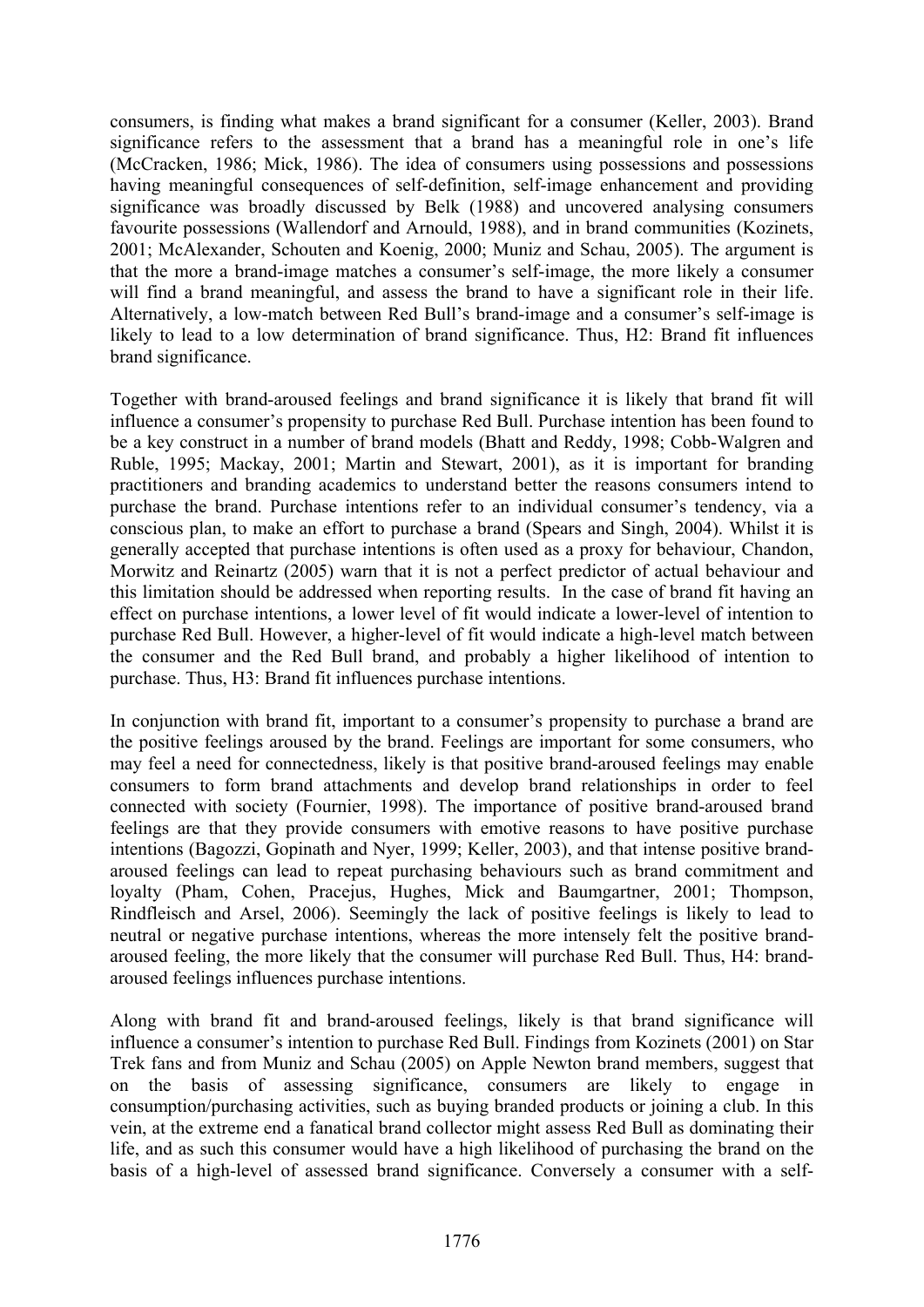consumers, is finding what makes a brand significant for a consumer (Keller, 2003). Brand significance refers to the assessment that a brand has a meaningful role in one's life (McCracken, 1986; Mick, 1986). The idea of consumers using possessions and possessions having meaningful consequences of self-definition, self-image enhancement and providing significance was broadly discussed by Belk (1988) and uncovered analysing consumers favourite possessions (Wallendorf and Arnould, 1988), and in brand communities (Kozinets, 2001; McAlexander, Schouten and Koenig, 2000; Muniz and Schau, 2005). The argument is that the more a brand-image matches a consumer's self-image, the more likely a consumer will find a brand meaningful, and assess the brand to have a significant role in their life. Alternatively, a low-match between Red Bull's brand-image and a consumer's self-image is likely to lead to a low determination of brand significance. Thus, H2: Brand fit influences brand significance.

Together with brand-aroused feelings and brand significance it is likely that brand fit will influence a consumer's propensity to purchase Red Bull. Purchase intention has been found to be a key construct in a number of brand models (Bhatt and Reddy, 1998; Cobb-Walgren and Ruble, 1995; Mackay, 2001; Martin and Stewart, 2001), as it is important for branding practitioners and branding academics to understand better the reasons consumers intend to purchase the brand. Purchase intentions refer to an individual consumer's tendency, via a conscious plan, to make an effort to purchase a brand (Spears and Singh, 2004). Whilst it is generally accepted that purchase intentions is often used as a proxy for behaviour, Chandon, Morwitz and Reinartz (2005) warn that it is not a perfect predictor of actual behaviour and this limitation should be addressed when reporting results. In the case of brand fit having an effect on purchase intentions, a lower level of fit would indicate a lower-level of intention to purchase Red Bull. However, a higher-level of fit would indicate a high-level match between the consumer and the Red Bull brand, and probably a higher likelihood of intention to purchase. Thus, H3: Brand fit influences purchase intentions.

In conjunction with brand fit, important to a consumer's propensity to purchase a brand are the positive feelings aroused by the brand. Feelings are important for some consumers, who may feel a need for connectedness, likely is that positive brand-aroused feelings may enable consumers to form brand attachments and develop brand relationships in order to feel connected with society (Fournier, 1998). The importance of positive brand-aroused brand feelings are that they provide consumers with emotive reasons to have positive purchase intentions (Bagozzi, Gopinath and Nyer, 1999; Keller, 2003), and that intense positive brand-aroused feelings can lead to repeat purchasing behaviours such as brand commitment and loyalty (Pham, Cohen, Pracejus, Hughes, Mick and Baumgartner, 2001; Thompson, Rindfleisch and Arsel, 2006). Seemingly the lack of positive feelings is likely to lead to neutral or negative purchase intentions, whereas the more intensely felt the positive brand-aroused feeling, the more likely that the consumer will purchase Red Bull. Thus, H4: brand-aroused feelings influences purchase intentions.

Along with brand fit and brand-aroused feelings, likely is that brand significance will influence a consumer's intention to purchase Red Bull. Findings from Kozinets (2001) on Star Trek fans and from Muniz and Schau (2005) on Apple Newton brand members, suggest that on the basis of assessing significance, consumers are likely to engage in consumption/purchasing activities, such as buying branded products or joining a club. In this vein, at the extreme end a fanatical brand collector might assess Red Bull as dominating their life, and as such this consumer would have a high likelihood of purchasing the brand on the basis of a high-level of assessed brand significance. Conversely a consumer with a self-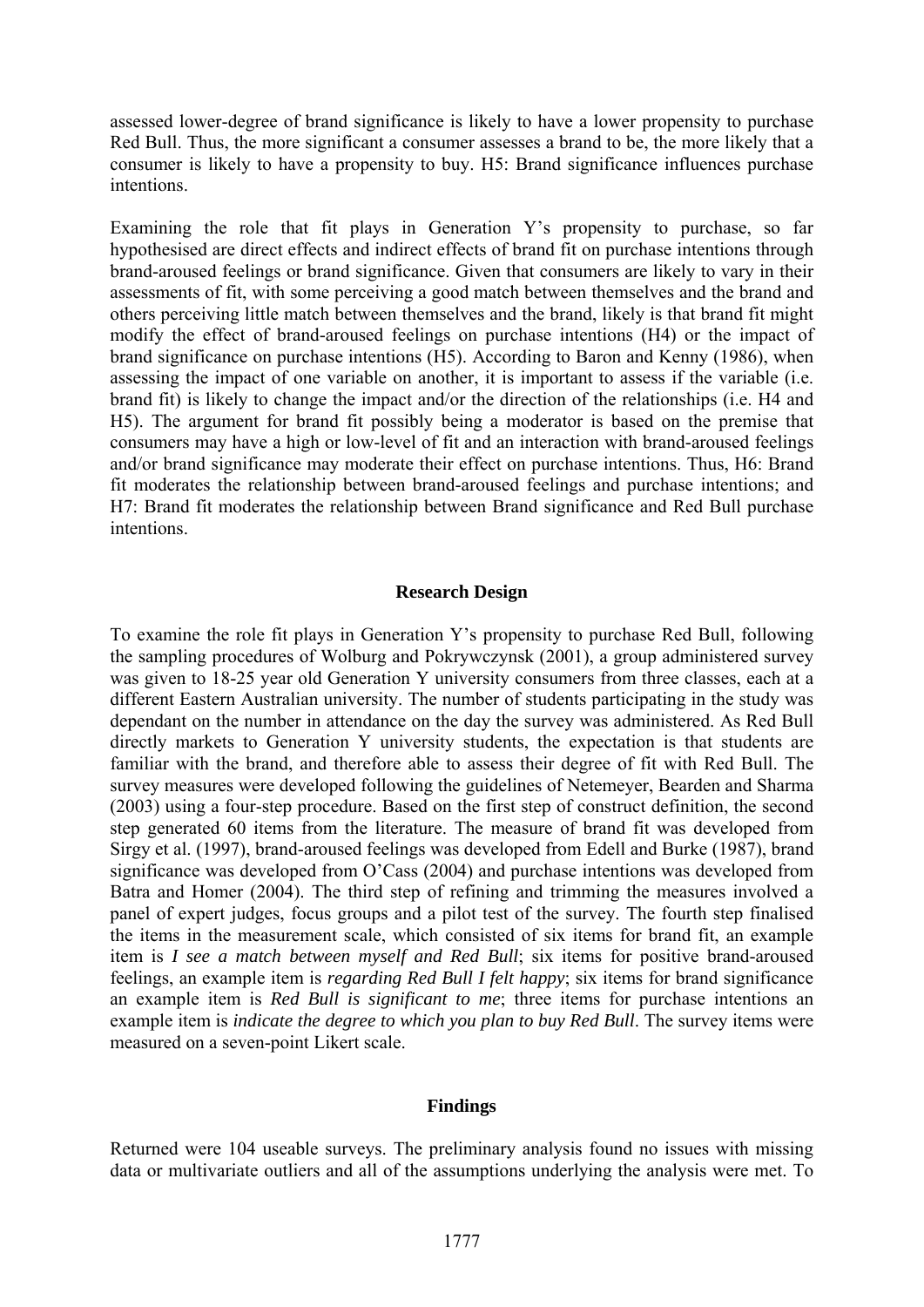assessed lower-degree of brand significance is likely to have a lower propensity to purchase Red Bull. Thus, the more significant a consumer assesses a brand to be, the more likely that a consumer is likely to have a propensity to buy. H5: Brand significance influences purchase intentions.

Examining the role that fit plays in Generation Y's propensity to purchase, so far hypothesised are direct effects and indirect effects of brand fit on purchase intentions through brand-aroused feelings or brand significance. Given that consumers are likely to vary in their assessments of fit, with some perceiving a good match between themselves and the brand and others perceiving little match between themselves and the brand, likely is that brand fit might modify the effect of brand-aroused feelings on purchase intentions (H4) or the impact of brand significance on purchase intentions (H5). According to Baron and Kenny (1986), when assessing the impact of one variable on another, it is important to assess if the variable (i.e. brand fit) is likely to change the impact and/or the direction of the relationships (i.e. H4 and H5). The argument for brand fit possibly being a moderator is based on the premise that consumers may have a high or low-level of fit and an interaction with brand-aroused feelings and/or brand significance may moderate their effect on purchase intentions. Thus, H6: Brand fit moderates the relationship between brand-aroused feelings and purchase intentions; and H7: Brand fit moderates the relationship between Brand significance and Red Bull purchase intentions.

## Research Design

To examine the role fit plays in Generation Y's propensity to purchase Red Bull, following the sampling procedures of Wolburg and Pokrywczynsk (2001), a group administered survey was given to 18-25 year old Generation Y university consumers from three classes, each at a different Eastern Australian university. The number of students participating in the study was dependant on the number in attendance on the day the survey was administered. As Red Bull directly markets to Generation Y university students, the expectation is that students are familiar with the brand, and therefore able to assess their degree of fit with Red Bull. The survey measures were developed following the guidelines of Netemeyer, Bearden and Sharma (2003) using a four-step procedure. Based on the first step of construct definition, the second step generated 60 items from the literature. The measure of brand fit was developed from Sirgy et al. (1997), brand-aroused feelings was developed from Edell and Burke (1987), brand significance was developed from O'Cass (2004) and purchase intentions was developed from Batra and Homer (2004). The third step of refining and trimming the measures involved a panel of expert judges, focus groups and a pilot test of the survey. The fourth step finalised the items in the measurement scale, which consisted of six items for brand fit, an example item is *I see a match between myself and Red Bull*; six items for positive brand-aroused feelings, an example item is *regarding Red Bull I felt happy*; six items for brand significance an example item is *Red Bull is significant to me*; three items for purchase intentions an example item is *indicate the degree to which you plan to buy Red Bull*. The survey items were measured on a seven-point Likert scale.

## Findings

Returned were 104 useable surveys. The preliminary analysis found no issues with missing data or multivariate outliers and all of the assumptions underlying the analysis were met. To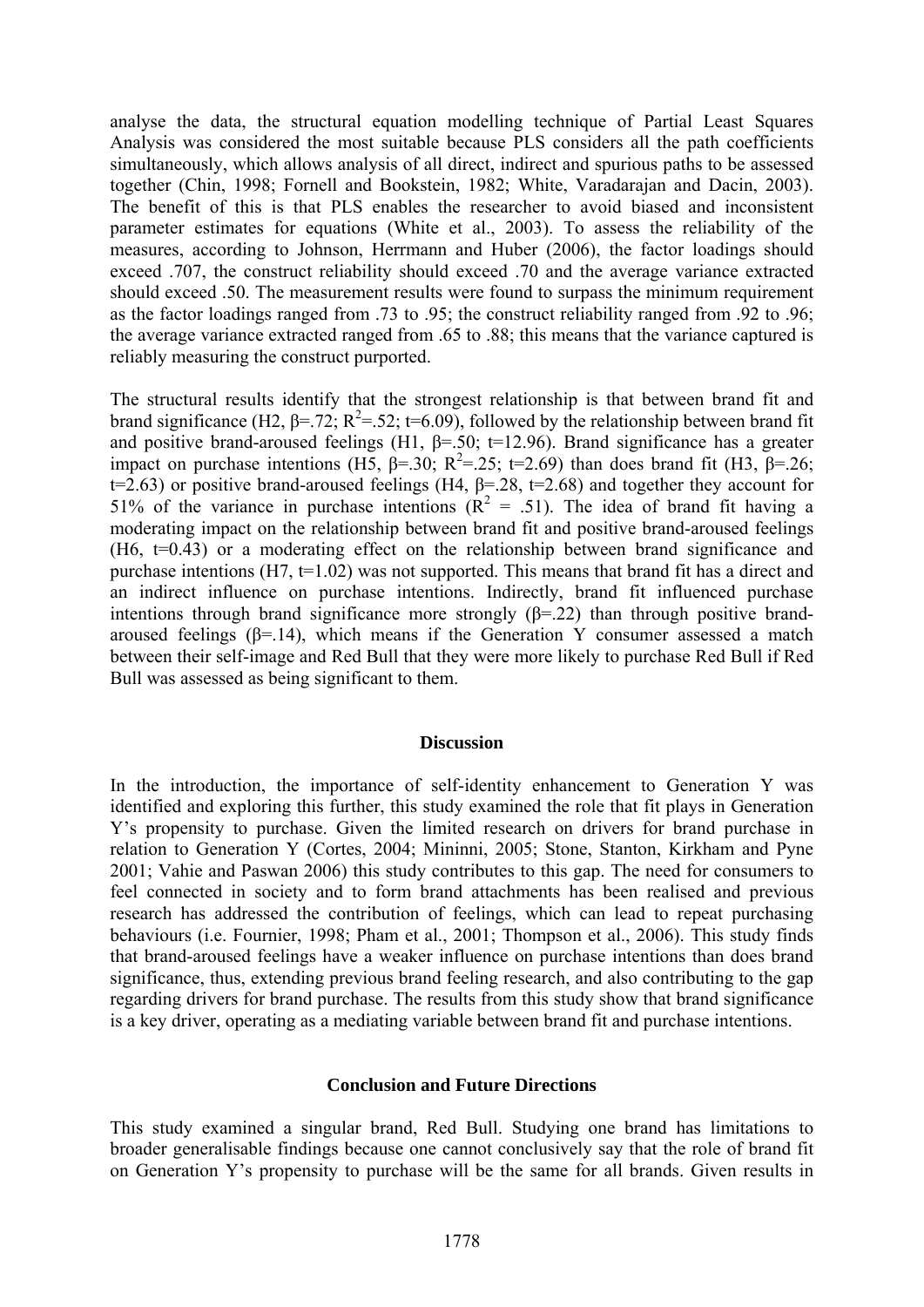analyse the data, the structural equation modelling technique of Partial Least Squares Analysis was considered the most suitable because PLS considers all the path coefficients simultaneously, which allows analysis of all direct, indirect and spurious paths to be assessed together (Chin, 1998; Fornell and Bookstein, 1982; White, Varadarajan and Dacin, 2003). The benefit of this is that PLS enables the researcher to avoid biased and inconsistent parameter estimates for equations (White et al., 2003). To assess the reliability of the measures, according to Johnson, Herrmann and Huber (2006), the factor loadings should exceed .707, the construct reliability should exceed .70 and the average variance extracted should exceed .50. The measurement results were found to surpass the minimum requirement as the factor loadings ranged from .73 to .95; the construct reliability ranged from .92 to .96; the average variance extracted ranged from .65 to .88; this means that the variance captured is reliably measuring the construct purported.

The structural results identify that the strongest relationship is that between brand fit and brand significance (H2, $\beta$=.72; $R^2$=.52; t=6.09), followed by the relationship between brand fit and positive brand-aroused feelings (H1, $\beta$=.50; t=12.96). Brand significance has a greater impact on purchase intentions (H5, $\beta$=.30; $R^2$=.25; t=2.69) than does brand fit (H3, $\beta$=.26; t=2.63) or positive brand-aroused feelings (H4, $\beta$=.28, t=2.68) and together they account for 51% of the variance in purchase intentions ($R^2$ = .51). The idea of brand fit having a moderating impact on the relationship between brand fit and positive brand-aroused feelings (H6, t=0.43) or a moderating effect on the relationship between brand significance and purchase intentions (H7, t=1.02) was not supported. This means that brand fit has a direct and an indirect influence on purchase intentions. Indirectly, brand fit influenced purchase intentions through brand significance more strongly ($\beta$=.22) than through positive brand-aroused feelings ($\beta$=.14), which means if the Generation Y consumer assessed a match between their self-image and Red Bull that they were more likely to purchase Red Bull if Red Bull was assessed as being significant to them.

## Discussion

In the introduction, the importance of self-identity enhancement to Generation Y was identified and exploring this further, this study examined the role that fit plays in Generation Y's propensity to purchase. Given the limited research on drivers for brand purchase in relation to Generation Y (Cortes, 2004; Mininni, 2005; Stone, Stanton, Kirkham and Pyne 2001; Vahie and Paswan 2006) this study contributes to this gap. The need for consumers to feel connected in society and to form brand attachments has been realised and previous research has addressed the contribution of feelings, which can lead to repeat purchasing behaviours (i.e. Fournier, 1998; Pham et al., 2001; Thompson et al., 2006). This study finds that brand-aroused feelings have a weaker influence on purchase intentions than does brand significance, thus, extending previous brand feeling research, and also contributing to the gap regarding drivers for brand purchase. The results from this study show that brand significance is a key driver, operating as a mediating variable between brand fit and purchase intentions.

## Conclusion and Future Directions

This study examined a singular brand, Red Bull. Studying one brand has limitations to broader generalisable findings because one cannot conclusively say that the role of brand fit on Generation Y's propensity to purchase will be the same for all brands. Given results in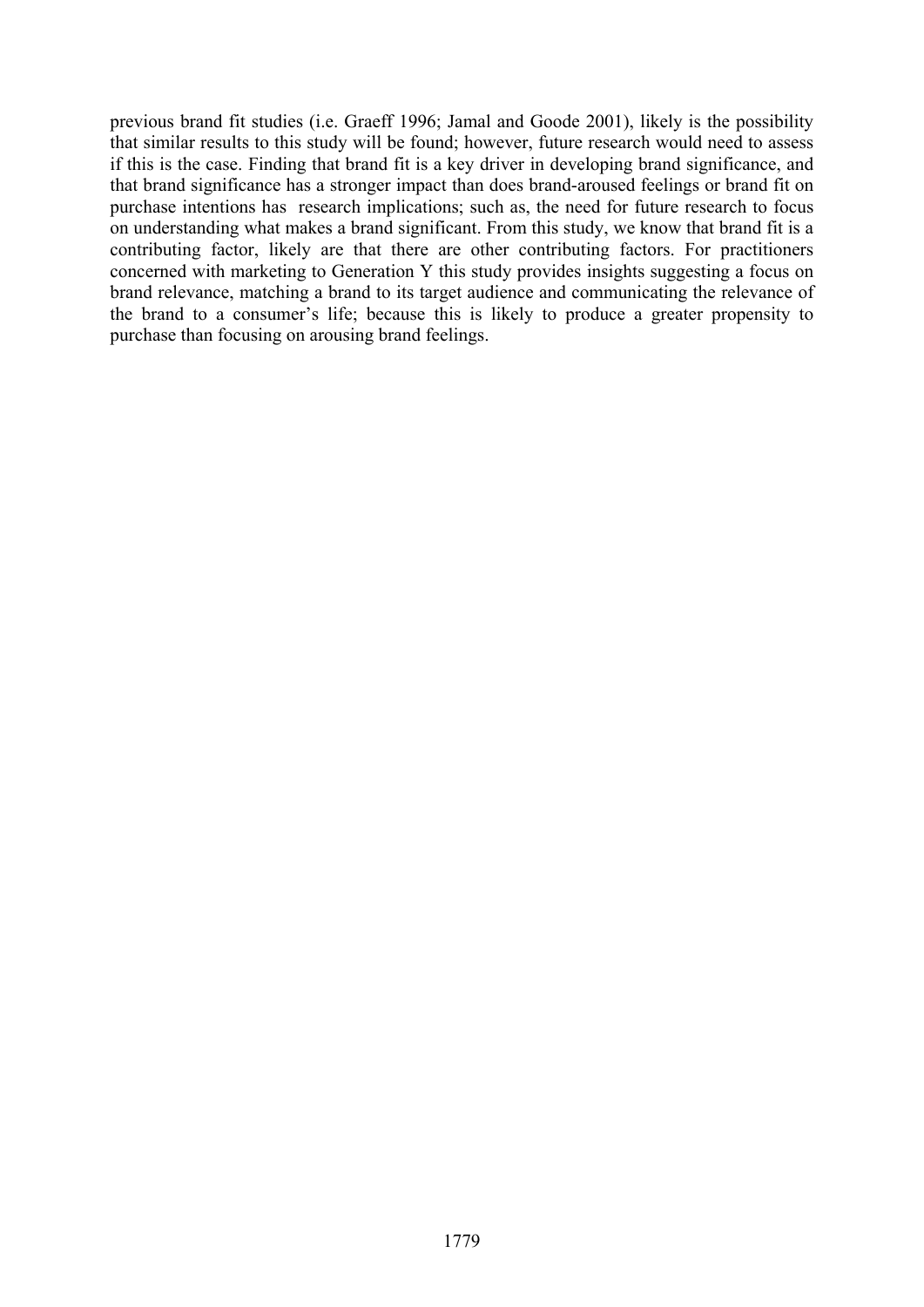previous brand fit studies (i.e. Graeff 1996; Jamal and Goode 2001), likely is the possibility that similar results to this study will be found; however, future research would need to assess if this is the case. Finding that brand fit is a key driver in developing brand significance, and that brand significance has a stronger impact than does brand-aroused feelings or brand fit on purchase intentions has research implications; such as, the need for future research to focus on understanding what makes a brand significant. From this study, we know that brand fit is a contributing factor, likely are that there are other contributing factors. For practitioners concerned with marketing to Generation Y this study provides insights suggesting a focus on brand relevance, matching a brand to its target audience and communicating the relevance of the brand to a consumer's life; because this is likely to produce a greater propensity to purchase than focusing on arousing brand feelings.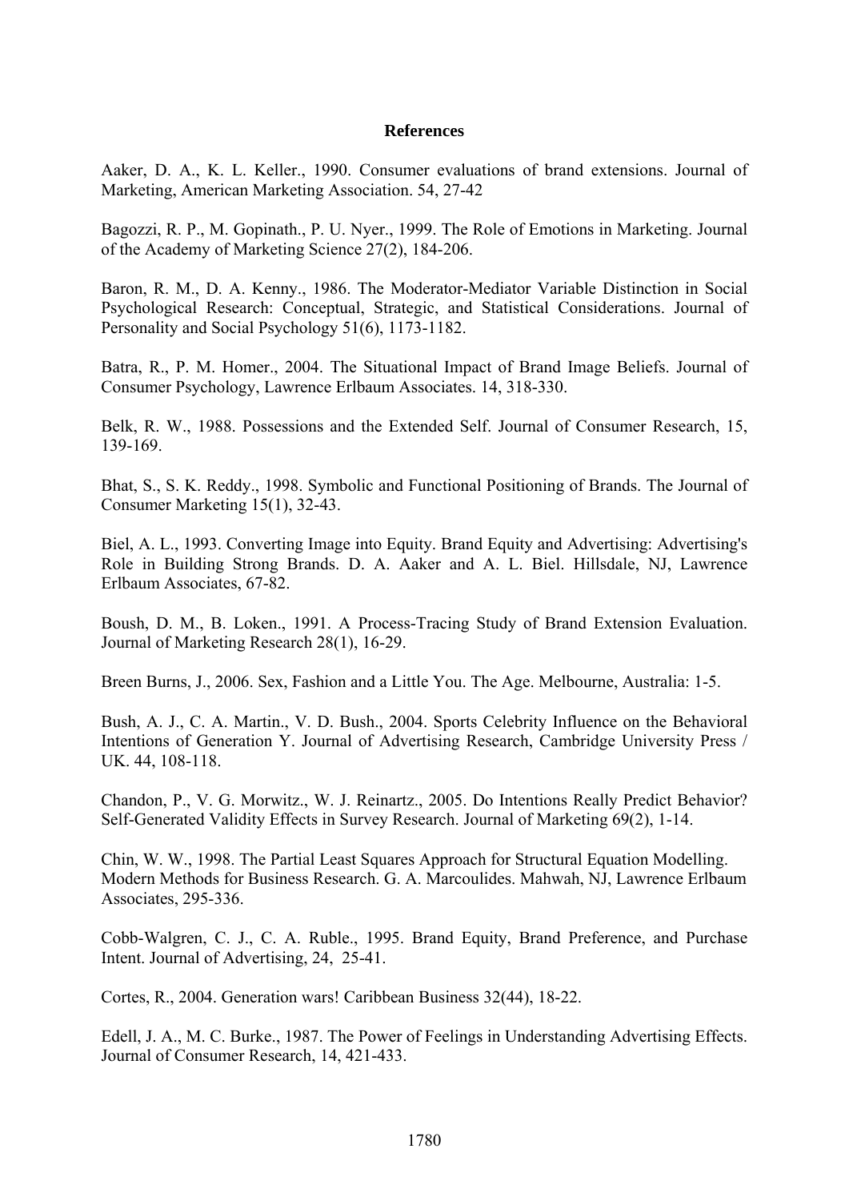**References**

Aaker, D. A., K. L. Keller., 1990. Consumer evaluations of brand extensions. Journal of Marketing, American Marketing Association. 54, 27-42

Bagozzi, R. P., M. Gopinath., P. U. Nyer., 1999. The Role of Emotions in Marketing. Journal of the Academy of Marketing Science 27(2), 184-206.

Baron, R. M., D. A. Kenny., 1986. The Moderator-Mediator Variable Distinction in Social Psychological Research: Conceptual, Strategic, and Statistical Considerations. Journal of Personality and Social Psychology 51(6), 1173-1182.

Batra, R., P. M. Homer., 2004. The Situational Impact of Brand Image Beliefs. Journal of Consumer Psychology, Lawrence Erlbaum Associates. 14, 318-330.

Belk, R. W., 1988. Possessions and the Extended Self. Journal of Consumer Research, 15, 139-169.

Bhat, S., S. K. Reddy., 1998. Symbolic and Functional Positioning of Brands. The Journal of Consumer Marketing 15(1), 32-43.

Biel, A. L., 1993. Converting Image into Equity. Brand Equity and Advertising: Advertising's Role in Building Strong Brands. D. A. Aaker and A. L. Biel. Hillsdale, NJ, Lawrence Erlbaum Associates, 67-82.

Boush, D. M., B. Loken., 1991. A Process-Tracing Study of Brand Extension Evaluation. Journal of Marketing Research 28(1), 16-29.

Breen Burns, J., 2006. Sex, Fashion and a Little You. The Age. Melbourne, Australia: 1-5.

Bush, A. J., C. A. Martin., V. D. Bush., 2004. Sports Celebrity Influence on the Behavioral Intentions of Generation Y. Journal of Advertising Research, Cambridge University Press / UK. 44, 108-118.

Chandon, P., V. G. Morwitz., W. J. Reinartz., 2005. Do Intentions Really Predict Behavior? Self-Generated Validity Effects in Survey Research. Journal of Marketing 69(2), 1-14.

Chin, W. W., 1998. The Partial Least Squares Approach for Structural Equation Modelling. Modern Methods for Business Research. G. A. Marcoulides. Mahwah, NJ, Lawrence Erlbaum Associates, 295-336.

Cobb-Walgren, C. J., C. A. Ruble., 1995. Brand Equity, Brand Preference, and Purchase Intent. Journal of Advertising, 24, 25-41.

Cortes, R., 2004. Generation wars! Caribbean Business 32(44), 18-22.

Edell, J. A., M. C. Burke., 1987. The Power of Feelings in Understanding Advertising Effects. Journal of Consumer Research, 14, 421-433.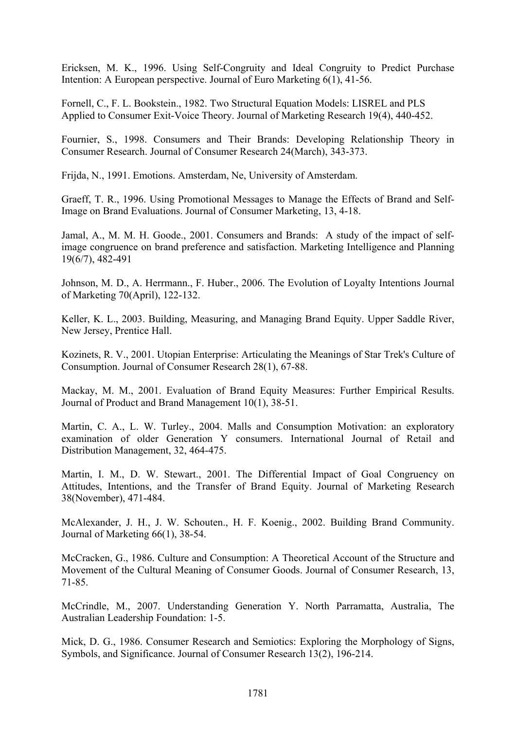Ericksen, M. K., 1996. Using Self-Congruity and Ideal Congruity to Predict Purchase Intention: A European perspective. Journal of Euro Marketing 6(1), 41-56.

Fornell, C., F. L. Bookstein., 1982. Two Structural Equation Models: LISREL and PLS Applied to Consumer Exit-Voice Theory. Journal of Marketing Research 19(4), 440-452.

Fournier, S., 1998. Consumers and Their Brands: Developing Relationship Theory in Consumer Research. Journal of Consumer Research 24(March), 343-373.

Frijda, N., 1991. Emotions. Amsterdam, Ne, University of Amsterdam.

Graeff, T. R., 1996. Using Promotional Messages to Manage the Effects of Brand and Self-Image on Brand Evaluations. Journal of Consumer Marketing, 13, 4-18.

Jamal, A., M. M. H. Goode., 2001. Consumers and Brands: A study of the impact of self-image congruence on brand preference and satisfaction. Marketing Intelligence and Planning 19(6/7), 482-491

Johnson, M. D., A. Herrmann., F. Huber., 2006. The Evolution of Loyalty Intentions Journal of Marketing 70(April), 122-132.

Keller, K. L., 2003. Building, Measuring, and Managing Brand Equity. Upper Saddle River, New Jersey, Prentice Hall.

Kozinets, R. V., 2001. Utopian Enterprise: Articulating the Meanings of Star Trek's Culture of Consumption. Journal of Consumer Research 28(1), 67-88.

Mackay, M. M., 2001. Evaluation of Brand Equity Measures: Further Empirical Results. Journal of Product and Brand Management 10(1), 38-51.

Martin, C. A., L. W. Turley., 2004. Malls and Consumption Motivation: an exploratory examination of older Generation Y consumers. International Journal of Retail and Distribution Management, 32, 464-475.

Martin, I. M., D. W. Stewart., 2001. The Differential Impact of Goal Congruency on Attitudes, Intentions, and the Transfer of Brand Equity. Journal of Marketing Research 38(November), 471-484.

McAlexander, J. H., J. W. Schouten., H. F. Koenig., 2002. Building Brand Community. Journal of Marketing 66(1), 38-54.

McCracken, G., 1986. Culture and Consumption: A Theoretical Account of the Structure and Movement of the Cultural Meaning of Consumer Goods. Journal of Consumer Research, 13, 71-85.

McCrindle, M., 2007. Understanding Generation Y. North Parramatta, Australia, The Australian Leadership Foundation: 1-5.

Mick, D. G., 1986. Consumer Research and Semiotics: Exploring the Morphology of Signs, Symbols, and Significance. Journal of Consumer Research 13(2), 196-214.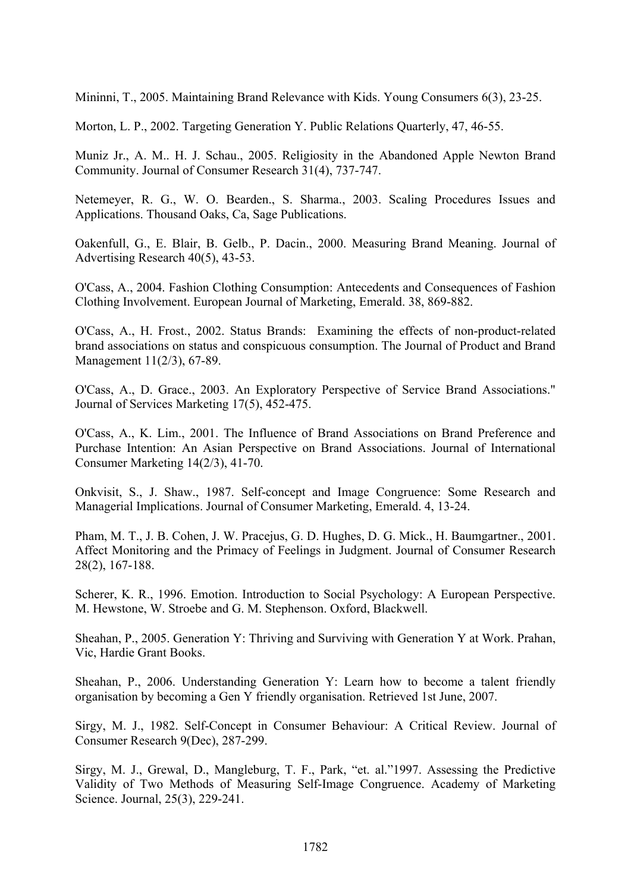Mininni, T., 2005. Maintaining Brand Relevance with Kids. Young Consumers 6(3), 23-25.

Morton, L. P., 2002. Targeting Generation Y. Public Relations Quarterly, 47, 46-55.

Muniz Jr., A. M.. H. J. Schau., 2005. Religiosity in the Abandoned Apple Newton Brand Community. Journal of Consumer Research 31(4), 737-747.

Netemeyer, R. G., W. O. Bearden., S. Sharma., 2003. Scaling Procedures Issues and Applications. Thousand Oaks, Ca, Sage Publications.

Oakenfull, G., E. Blair, B. Gelb., P. Dacin., 2000. Measuring Brand Meaning. Journal of Advertising Research 40(5), 43-53.

O'Cass, A., 2004. Fashion Clothing Consumption: Antecedents and Consequences of Fashion Clothing Involvement. European Journal of Marketing, Emerald. 38, 869-882.

O'Cass, A., H. Frost., 2002. Status Brands: Examining the effects of non-product-related brand associations on status and conspicuous consumption. The Journal of Product and Brand Management 11(2/3), 67-89.

O'Cass, A., D. Grace., 2003. An Exploratory Perspective of Service Brand Associations." Journal of Services Marketing 17(5), 452-475.

O'Cass, A., K. Lim., 2001. The Influence of Brand Associations on Brand Preference and Purchase Intention: An Asian Perspective on Brand Associations. Journal of International Consumer Marketing 14(2/3), 41-70.

Onkvisit, S., J. Shaw., 1987. Self-concept and Image Congruence: Some Research and Managerial Implications. Journal of Consumer Marketing, Emerald. 4, 13-24.

Pham, M. T., J. B. Cohen, J. W. Pracejus, G. D. Hughes, D. G. Mick., H. Baumgartner., 2001. Affect Monitoring and the Primacy of Feelings in Judgment. Journal of Consumer Research 28(2), 167-188.

Scherer, K. R., 1996. Emotion. Introduction to Social Psychology: A European Perspective. M. Hewstone, W. Stroebe and G. M. Stephenson. Oxford, Blackwell.

Sheahan, P., 2005. Generation Y: Thriving and Surviving with Generation Y at Work. Prahan, Vic, Hardie Grant Books.

Sheahan, P., 2006. Understanding Generation Y: Learn how to become a talent friendly organisation by becoming a Gen Y friendly organisation. Retrieved 1st June, 2007.

Sirgy, M. J., 1982. Self-Concept in Consumer Behaviour: A Critical Review. Journal of Consumer Research 9(Dec), 287-299.

Sirgy, M. J., Grewal, D., Mangleburg, T. F., Park, "et. al."1997. Assessing the Predictive Validity of Two Methods of Measuring Self-Image Congruence. Academy of Marketing Science. Journal, 25(3), 229-241.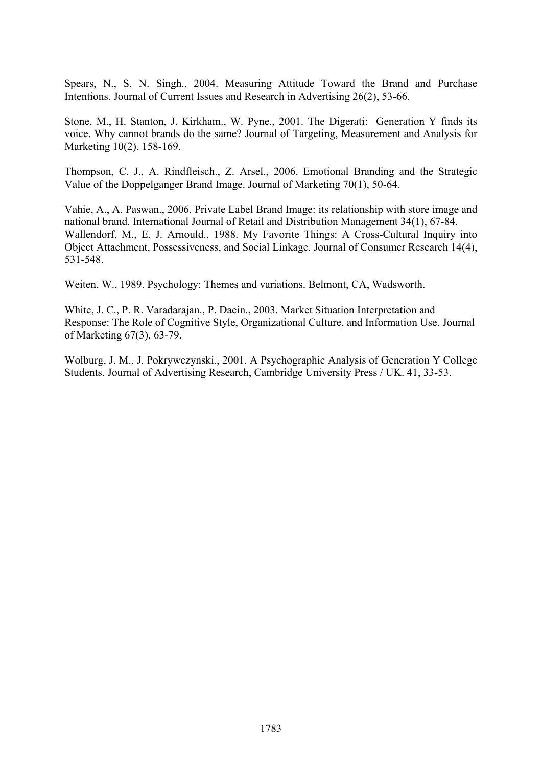Spears, N., S. N. Singh., 2004. Measuring Attitude Toward the Brand and Purchase Intentions. Journal of Current Issues and Research in Advertising 26(2), 53-66.

Stone, M., H. Stanton, J. Kirkham., W. Pyne., 2001. The Digerati: Generation Y finds its voice. Why cannot brands do the same? Journal of Targeting, Measurement and Analysis for Marketing 10(2), 158-169.

Thompson, C. J., A. Rindfleisch., Z. Arsel., 2006. Emotional Branding and the Strategic Value of the Doppelganger Brand Image. Journal of Marketing 70(1), 50-64.

Vahie, A., A. Paswan., 2006. Private Label Brand Image: its relationship with store image and national brand. International Journal of Retail and Distribution Management 34(1), 67-84.

Wallendorf, M., E. J. Arnould., 1988. My Favorite Things: A Cross-Cultural Inquiry into Object Attachment, Possessiveness, and Social Linkage. Journal of Consumer Research 14(4), 531-548.

Weiten, W., 1989. Psychology: Themes and variations. Belmont, CA, Wadsworth.

White, J. C., P. R. Varadarajan., P. Dacin., 2003. Market Situation Interpretation and Response: The Role of Cognitive Style, Organizational Culture, and Information Use. Journal of Marketing 67(3), 63-79.

Wolburg, J. M., J. Pokrywczynski., 2001. A Psychographic Analysis of Generation Y College Students. Journal of Advertising Research, Cambridge University Press / UK. 41, 33-53.